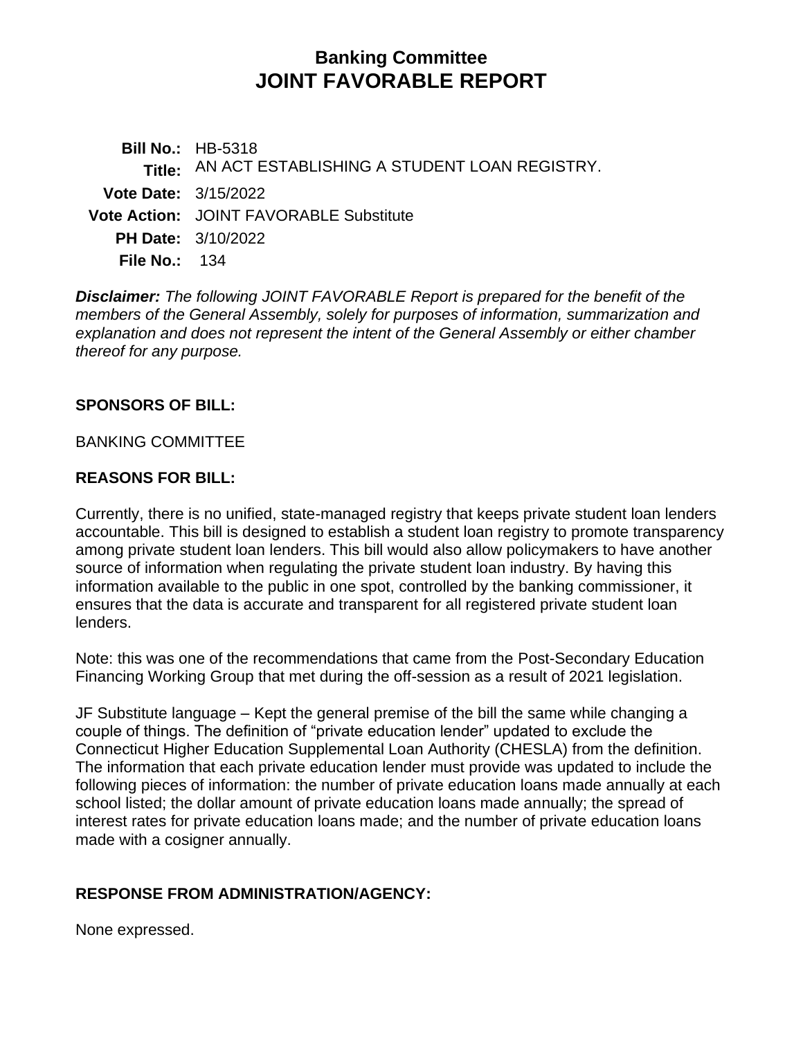# Banking Committee
# JOINT FAVORABLE REPORT

**Bill No.:** HB-5318
**Title:** AN ACT ESTABLISHING A STUDENT LOAN REGISTRY.
**Vote Date:** 3/15/2022
**Vote Action:** JOINT FAVORABLE Substitute
**PH Date:** 3/10/2022
**File No.:** 134

***Disclaimer:*** *The following JOINT FAVORABLE Report is prepared for the benefit of the members of the General Assembly, solely for purposes of information, summarization and explanation and does not represent the intent of the General Assembly or either chamber thereof for any purpose.*

## SPONSORS OF BILL:

BANKING COMMITTEE

## REASONS FOR BILL:

Currently, there is no unified, state-managed registry that keeps private student loan lenders accountable. This bill is designed to establish a student loan registry to promote transparency among private student loan lenders. This bill would also allow policymakers to have another source of information when regulating the private student loan industry. By having this information available to the public in one spot, controlled by the banking commissioner, it ensures that the data is accurate and transparent for all registered private student loan lenders.

Note: this was one of the recommendations that came from the Post-Secondary Education Financing Working Group that met during the off-session as a result of 2021 legislation.

JF Substitute language – Kept the general premise of the bill the same while changing a couple of things. The definition of "private education lender" updated to exclude the Connecticut Higher Education Supplemental Loan Authority (CHESLA) from the definition. The information that each private education lender must provide was updated to include the following pieces of information: the number of private education loans made annually at each school listed; the dollar amount of private education loans made annually; the spread of interest rates for private education loans made; and the number of private education loans made with a cosigner annually.

## RESPONSE FROM ADMINISTRATION/AGENCY:

None expressed.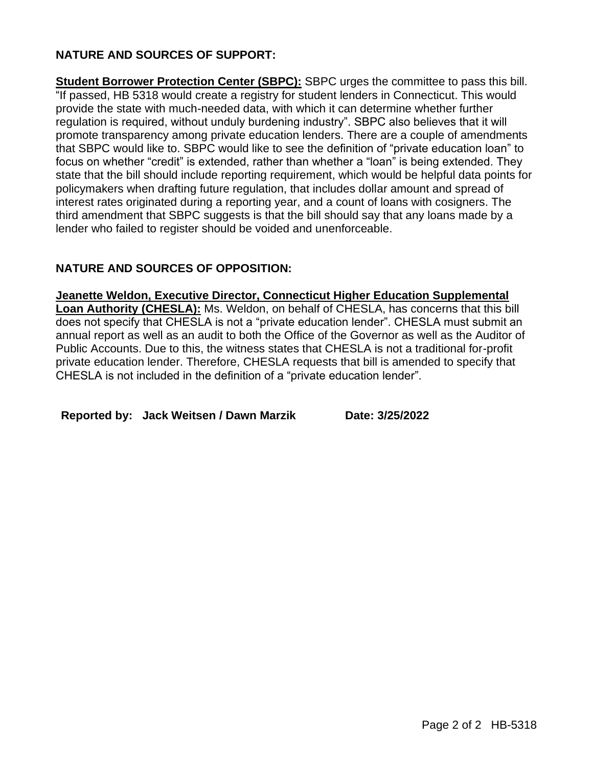## NATURE AND SOURCES OF SUPPORT:

**Student Borrower Protection Center (SBPC):** SBPC urges the committee to pass this bill. "If passed, HB 5318 would create a registry for student lenders in Connecticut. This would provide the state with much-needed data, with which it can determine whether further regulation is required, without unduly burdening industry". SBPC also believes that it will promote transparency among private education lenders. There are a couple of amendments that SBPC would like to. SBPC would like to see the definition of "private education loan" to focus on whether "credit" is extended, rather than whether a "loan" is being extended. They state that the bill should include reporting requirement, which would be helpful data points for policymakers when drafting future regulation, that includes dollar amount and spread of interest rates originated during a reporting year, and a count of loans with cosigners. The third amendment that SBPC suggests is that the bill should say that any loans made by a lender who failed to register should be voided and unenforceable.

## NATURE AND SOURCES OF OPPOSITION:

**Jeanette Weldon, Executive Director, Connecticut Higher Education Supplemental Loan Authority (CHESLA):** Ms. Weldon, on behalf of CHESLA, has concerns that this bill does not specify that CHESLA is not a "private education lender". CHESLA must submit an annual report as well as an audit to both the Office of the Governor as well as the Auditor of Public Accounts. Due to this, the witness states that CHESLA is not a traditional for-profit private education lender. Therefore, CHESLA requests that bill is amended to specify that CHESLA is not included in the definition of a "private education lender".

**Reported by: Jack Weitsen / Dawn Marzik** **Date: 3/25/2022**